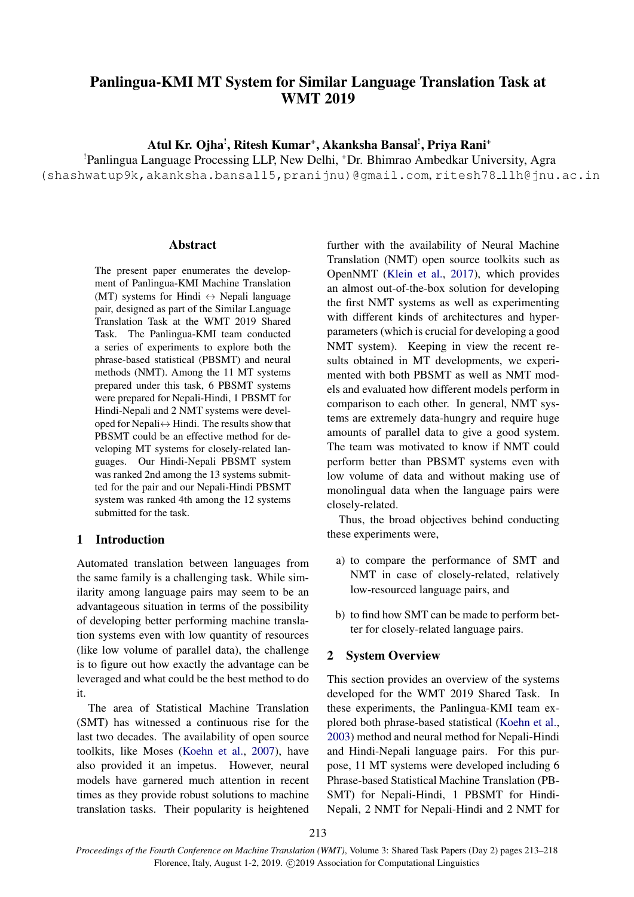# Panlingua-KMI MT System for Similar Language Translation Task at WMT 2019

**Atul Kr. Ojha[!], Ritesh Kumar[+], Akanksha Bansal[!], Priya Rani[+]**

[!]Panlingua Language Processing LLP, New Delhi, [+]Dr. Bhimrao Ambedkar University, Agra

(shashwatup9k,akanksha.bansal15,pranijnu)@gmail.com, ritesh78_llh@jnu.ac.in

## Abstract

The present paper enumerates the development of Panlingua-KMI Machine Translation (MT) systems for Hindi ↔ Nepali language pair, designed as part of the Similar Language Translation Task at the WMT 2019 Shared Task. The Panlingua-KMI team conducted a series of experiments to explore both the phrase-based statistical (PBSMT) and neural methods (NMT). Among the 11 MT systems prepared under this task, 6 PBSMT systems were prepared for Nepali-Hindi, 1 PBSMT for Hindi-Nepali and 2 NMT systems were developed for Nepali↔ Hindi. The results show that PBSMT could be an effective method for developing MT systems for closely-related languages. Our Hindi-Nepali PBSMT system was ranked 2nd among the 13 systems submitted for the pair and our Nepali-Hindi PBSMT system was ranked 4th among the 12 systems submitted for the task.

## 1 Introduction

Automated translation between languages from the same family is a challenging task. While similarity among language pairs may seem to be an advantageous situation in terms of the possibility of developing better performing machine translation systems even with low quantity of resources (like low volume of parallel data), the challenge is to figure out how exactly the advantage can be leveraged and what could be the best method to do it.

The area of Statistical Machine Translation (SMT) has witnessed a continuous rise for the last two decades. The availability of open source toolkits, like Moses (Koehn et al., 2007), have also provided it an impetus. However, neural models have garnered much attention in recent times as they provide robust solutions to machine translation tasks. Their popularity is heightened further with the availability of Neural Machine Translation (NMT) open source toolkits such as OpenNMT (Klein et al., 2017), which provides an almost out-of-the-box solution for developing the first NMT systems as well as experimenting with different kinds of architectures and hyperparameters (which is crucial for developing a good NMT system). Keeping in view the recent results obtained in MT developments, we experimented with both PBSMT as well as NMT models and evaluated how different models perform in comparison to each other. In general, NMT systems are extremely data-hungry and require huge amounts of parallel data to give a good system. The team was motivated to know if NMT could perform better than PBSMT systems even with low volume of data and without making use of monolingual data when the language pairs were closely-related.

Thus, the broad objectives behind conducting these experiments were,

a) to compare the performance of SMT and NMT in case of closely-related, relatively low-resourced language pairs, and

b) to find how SMT can be made to perform better for closely-related language pairs.

## 2 System Overview

This section provides an overview of the systems developed for the WMT 2019 Shared Task. In these experiments, the Panlingua-KMI team explored both phrase-based statistical (Koehn et al., 2003) method and neural method for Nepali-Hindi and Hindi-Nepali language pairs. For this purpose, 11 MT systems were developed including 6 Phrase-based Statistical Machine Translation (PBSMT) for Nepali-Hindi, 1 PBSMT for Hindi-Nepali, 2 NMT for Nepali-Hindi and 2 NMT for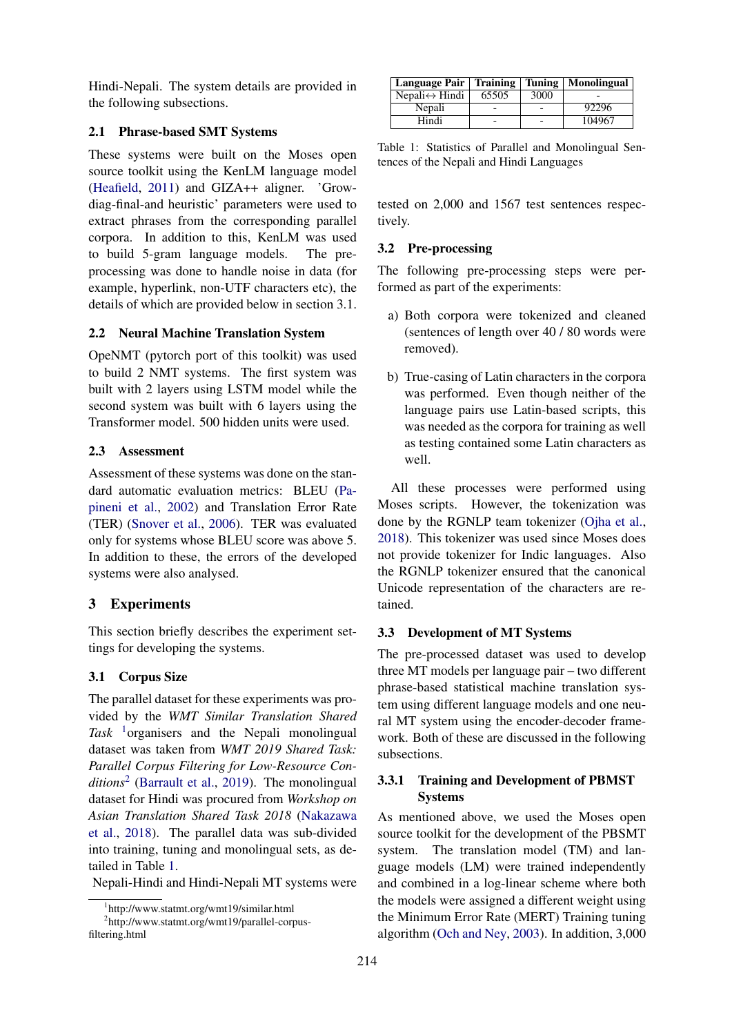Hindi-Nepali. The system details are provided in the following subsections.

### 2.1 Phrase-based SMT Systems

These systems were built on the Moses open source toolkit using the KenLM language model (Heafield, 2011) and GIZA++ aligner. 'Grow-diag-final-and heuristic' parameters were used to extract phrases from the corresponding parallel corpora. In addition to this, KenLM was used to build 5-gram language models. The pre-processing was done to handle noise in data (for example, hyperlink, non-UTF characters etc), the details of which are provided below in section 3.1.

### 2.2 Neural Machine Translation System

OpeNMT (pytorch port of this toolkit) was used to build 2 NMT systems. The first system was built with 2 layers using LSTM model while the second system was built with 6 layers using the Transformer model. 500 hidden units were used.

### 2.3 Assessment

Assessment of these systems was done on the standard automatic evaluation metrics: BLEU (Papineni et al., 2002) and Translation Error Rate (TER) (Snover et al., 2006). TER was evaluated only for systems whose BLEU score was above 5. In addition to these, the errors of the developed systems were also analysed.

## 3 Experiments

This section briefly describes the experiment settings for developing the systems.

### 3.1 Corpus Size

The parallel dataset for these experiments was provided by the *WMT Similar Translation Shared Task* [1] organisers and the Nepali monolingual dataset was taken from *WMT 2019 Shared Task: Parallel Corpus Filtering for Low-Resource Conditions*[2] (Barrault et al., 2019). The monolingual dataset for Hindi was procured from *Workshop on Asian Translation Shared Task 2018* (Nakazawa et al., 2018). The parallel data was sub-divided into training, tuning and monolingual sets, as detailed in Table 1.

| Language Pair | Training | Tuning | Monolingual |
|---|---|---|---|
| Nepali↔ Hindi | 65505 | 3000 | - |
| Nepali | - | - | 92296 |
| Hindi | - | - | 104967 |

Table 1: Statistics of Parallel and Monolingual Sentences of the Nepali and Hindi Languages

Nepali-Hindi and Hindi-Nepali MT systems were tested on 2,000 and 1567 test sentences respectively.

### 3.2 Pre-processing

The following pre-processing steps were performed as part of the experiments:

a) Both corpora were tokenized and cleaned (sentences of length over 40 / 80 words were removed).

b) True-casing of Latin characters in the corpora was performed. Even though neither of the language pairs use Latin-based scripts, this was needed as the corpora for training as well as testing contained some Latin characters as well.

All these processes were performed using Moses scripts. However, the tokenization was done by the RGNLP team tokenizer (Ojha et al., 2018). This tokenizer was used since Moses does not provide tokenizer for Indic languages. Also the RGNLP tokenizer ensured that the canonical Unicode representation of the characters are retained.

### 3.3 Development of MT Systems

The pre-processed dataset was used to develop three MT models per language pair – two different phrase-based statistical machine translation system using different language models and one neural MT system using the encoder-decoder framework. Both of these are discussed in the following subsections.

#### 3.3.1 Training and Development of PBMST Systems

As mentioned above, we used the Moses open source toolkit for the development of the PBSMT system. The translation model (TM) and language models (LM) were trained independently and combined in a log-linear scheme where both the models were assigned a different weight using the Minimum Error Rate (MERT) Training tuning algorithm (Och and Ney, 2003). In addition, 3,000

[1] http://www.statmt.org/wmt19/similar.html

[2] http://www.statmt.org/wmt19/parallel-corpus-filtering.html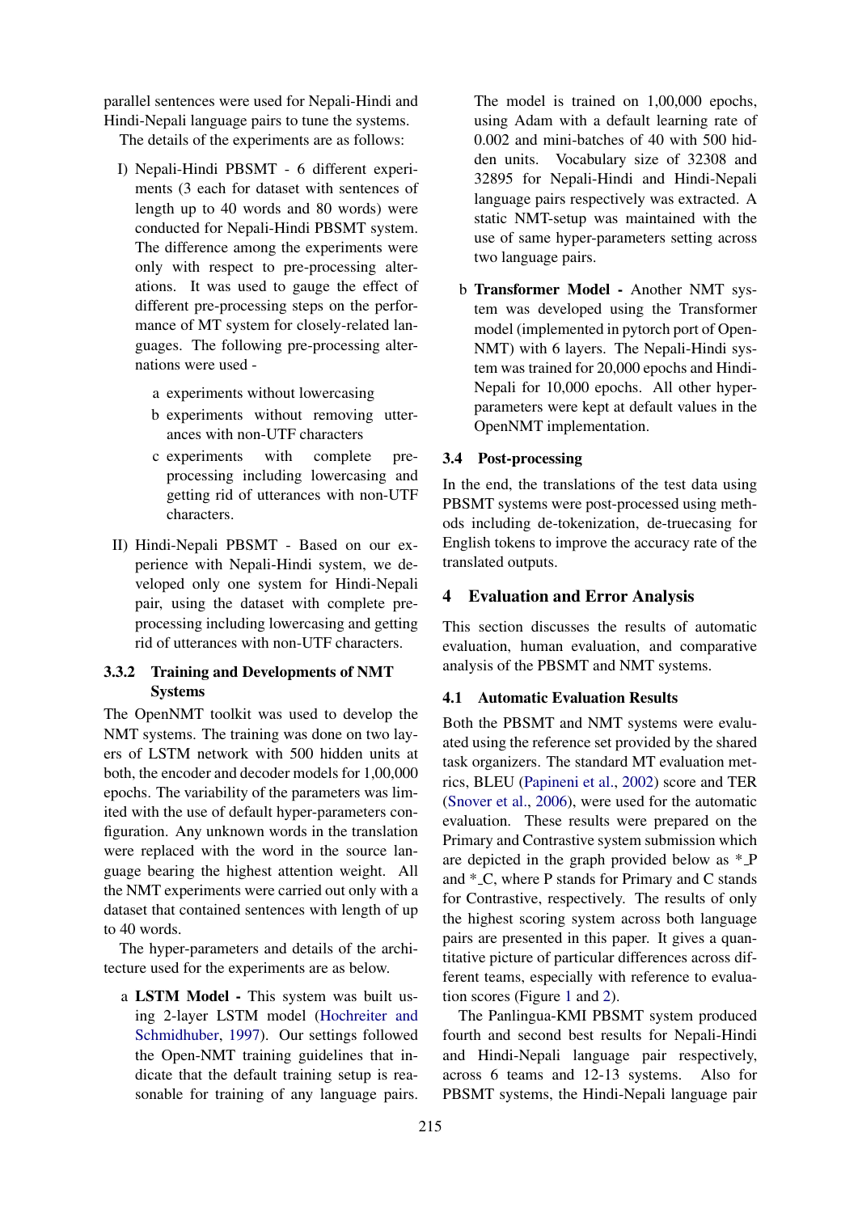parallel sentences were used for Nepali-Hindi and Hindi-Nepali language pairs to tune the systems.

The details of the experiments are as follows:

I) Nepali-Hindi PBSMT - 6 different experiments (3 each for dataset with sentences of length up to 40 words and 80 words) were conducted for Nepali-Hindi PBSMT system. The difference among the experiments were only with respect to pre-processing alterations. It was used to gauge the effect of different pre-processing steps on the performance of MT system for closely-related languages. The following pre-processing alternations were used -

   a experiments without lowercasing

   b experiments without removing utterances with non-UTF characters

   c experiments with complete pre-processing including lowercasing and getting rid of utterances with non-UTF characters.

II) Hindi-Nepali PBSMT - Based on our experience with Nepali-Hindi system, we developed only one system for Hindi-Nepali pair, using the dataset with complete pre-processing including lowercasing and getting rid of utterances with non-UTF characters.

#### 3.3.2 Training and Developments of NMT Systems

The OpenNMT toolkit was used to develop the NMT systems. The training was done on two layers of LSTM network with 500 hidden units at both, the encoder and decoder models for 1,00,000 epochs. The variability of the parameters was limited with the use of default hyper-parameters configuration. Any unknown words in the translation were replaced with the word in the source language bearing the highest attention weight. All the NMT experiments were carried out only with a dataset that contained sentences with length of up to 40 words.

The hyper-parameters and details of the architecture used for the experiments are as below.

a **LSTM Model -** This system was built using 2-layer LSTM model (Hochreiter and Schmidhuber, 1997). Our settings followed the Open-NMT training guidelines that indicate that the default training setup is reasonable for training of any language pairs. The model is trained on 1,00,000 epochs, using Adam with a default learning rate of 0.002 and mini-batches of 40 with 500 hidden units. Vocabulary size of 32308 and 32895 for Nepali-Hindi and Hindi-Nepali language pairs respectively was extracted. A static NMT-setup was maintained with the use of same hyper-parameters setting across two language pairs.

b **Transformer Model -** Another NMT system was developed using the Transformer model (implemented in pytorch port of OpenNMT) with 6 layers. The Nepali-Hindi system was trained for 20,000 epochs and Hindi-Nepali for 10,000 epochs. All other hyper-parameters were kept at default values in the OpenNMT implementation.

### 3.4 Post-processing

In the end, the translations of the test data using PBSMT systems were post-processed using methods including de-tokenization, de-truecasing for English tokens to improve the accuracy rate of the translated outputs.

## 4 Evaluation and Error Analysis

This section discusses the results of automatic evaluation, human evaluation, and comparative analysis of the PBSMT and NMT systems.

### 4.1 Automatic Evaluation Results

Both the PBSMT and NMT systems were evaluated using the reference set provided by the shared task organizers. The standard MT evaluation metrics, BLEU (Papineni et al., 2002) score and TER (Snover et al., 2006), were used for the automatic evaluation. These results were prepared on the Primary and Contrastive system submission which are depicted in the graph provided below as *_P and *_C, where P stands for Primary and C stands for Contrastive, respectively. The results of only the highest scoring system across both language pairs are presented in this paper. It gives a quantitative picture of particular differences across different teams, especially with reference to evaluation scores (Figure 1 and 2).

The Panlingua-KMI PBSMT system produced fourth and second best results for Nepali-Hindi and Hindi-Nepali language pair respectively, across 6 teams and 12-13 systems. Also for PBSMT systems, the Hindi-Nepali language pair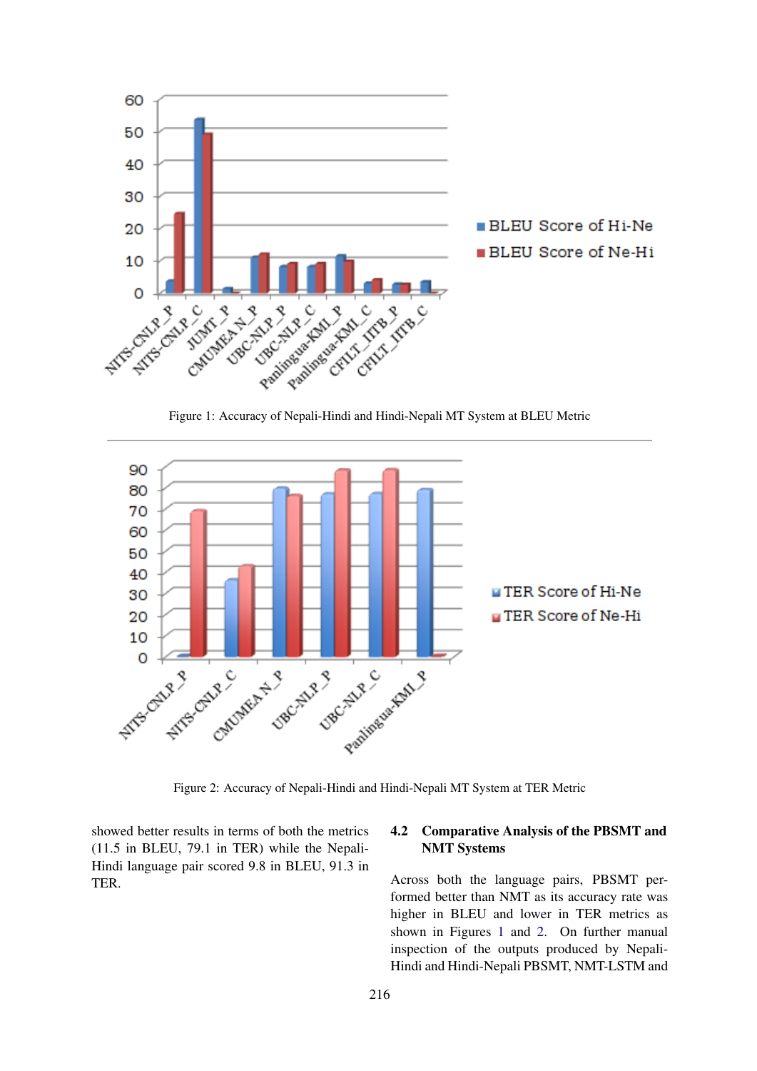Figure 1: Accuracy of Nepali-Hindi and Hindi-Nepali MT System at BLEU Metric

Figure 2: Accuracy of Nepali-Hindi and Hindi-Nepali MT System at TER Metric

showed better results in terms of both the metrics (11.5 in BLEU, 79.1 in TER) while the Nepali-Hindi language pair scored 9.8 in BLEU, 91.3 in TER.

### 4.2 Comparative Analysis of the PBSMT and NMT Systems

Across both the language pairs, PBSMT performed better than NMT as its accuracy rate was higher in BLEU and lower in TER metrics as shown in Figures 1 and 2. On further manual inspection of the outputs produced by Nepali-Hindi and Hindi-Nepali PBSMT, NMT-LSTM and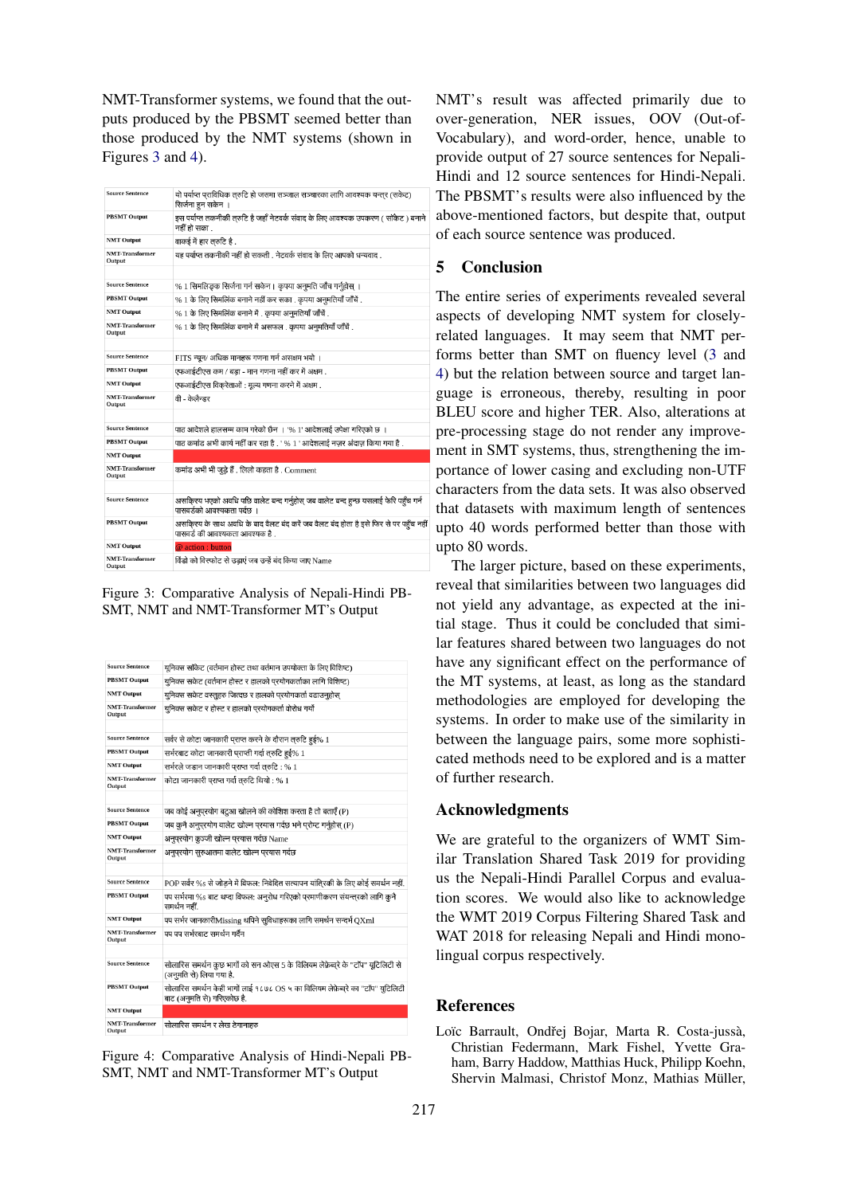NMT-Transformer systems, we found that the outputs produced by the PBSMT seemed better than those produced by the NMT systems (shown in Figures 3 and 4).

| | |
|---|---|
| Source Sentence | यो पर्याप्त प्राविधिक त्रुटि हो जसमा सञ्जाल सञ्चारका लागि आवश्यक यन्त्र (सकेट) सिर्जना हुन सकेन । |
| PBSMT Output | इस पर्याप्त तकनीकी त्रुटि है जहाँ नेटवर्क संवाद के लिए आवश्यक उपकरण ( सॉकेट ) बनाने नहीं हो सका . |
| NMT Output | वास्तव में हार त्रुटि है . |
| NMT-Transformer Output | यह पर्याप्त तकनीकी नहीं हो सकती . नेटवर्क संवाद के लिए आपको धन्यवाद . |
| | |
| Source Sentence | % 1 सिमलिङ्क सिर्जना गर्न सकेन । कृपया अनुमति जाँच गर्नुहोस् । |
| PBSMT Output | % 1 के लिए सिमलिंक बनाने नहीं कर सका . कृपया अनुमतियाँ जाँचें . |
| NMT Output | % 1 के लिए सिमलिंक बनाने में . कृपया अनुमतियाँ जाँचें . |
| NMT-Transformer Output | % 1 के लिए सिमलिंक बनाने में असफल . कृपया अनुमतियाँ जाँचें . |
| | |
| Source Sentence | FITS न्यून/ अधिक मानहरू गणना गर्न असक्षम भयो । |
| PBSMT Output | एफआईटीएस कम / बड़ा - मान गणना नहीं कर में अक्षम . |
| NMT Output | एफआईटीएस विक्रेताओं : मूल्य गणना करने में अक्षम . |
| NMT-Transformer Output | वीं - केलेन्डर |
| | |
| Source Sentence | पाठ आदेशले हालसम्म काम गरेको छैन । '% 1' आदेशलाई उपेक्षा गरिएको छ । |
| PBSMT Output | पाठ कमांड अभी कार्य नहीं कर रहा है . ' % 1 ' आदेशलाई नज़र अंदाज़ किया गया है . |
| NMT Output | |
| NMT-Transformer Output | कमांड अभी भी जुड़े हैं . लिलो कहता है . Comment |
| | |
| Source Sentence | असक्रिय भएको अवधि पछि वालेट बन्द गर्नुहोस् जब वालेट बन्द हुन्छ यसलाई फेरि पहुँच गर्न पासवर्डको आवश्यकता पर्दछ । |
| PBSMT Output | असक्रिय के साथ अवधि के बाद वैलट बंद करें जब वैलट बंद होता है इसे फिर से पर पहुँच नहीं पासवर्ड की आवश्यकता आवश्यक है . |
| NMT Output | @ action : button |
| NMT-Transformer Output | विंडो को विस्फोट से उड़ाएं जब उन्हें बंद किया जाए Name |

Figure 3: Comparative Analysis of Nepali-Hindi PBSMT, NMT and NMT-Transformer MT's Output

| | |
|---|---|
| Source Sentence | यूनिक्स सॉकेट (वर्तमान होस्ट तथा वर्तमान उपयोक्ता के लिए विशिष्ट) |
| PBSMT Output | युनिक्स सकेट (वर्तमान होस्ट र हालको प्रयोगकर्ताका लागि विशिष्ट) |
| NMT Output | युनिक्स सकेट वस्तुहरु जिवदछ र हालको प्रयोगकर्ता वडाउनुहोस् |
| NMT-Transformer Output | युनिक्स सकेट र होस्ट र हालको प्रयोगकर्ता वोरोध गर्न |
| | |
| Source Sentence | सर्वर से कोटा जानकारी प्राप्त करने के दौरान त्रुटि हुई% 1 |
| PBSMT Output | सर्भरबाट कोटा जानकारी प्राप्ती गर्दा त्रुटि हुई% 1 |
| NMT Output | सर्भरले जडान जानकारी प्राप्त गर्दा त्रुटि : % 1 |
| NMT-Transformer Output | कोटा जानकारी प्राप्त गर्दा त्रुटि थियो : % 1 |
| | |
| Source Sentence | जब कोई अनुप्रयोग बटुआ खोलने की कोशिश करता है तो बताएँ (P) |
| PBSMT Output | जब कुनै अनुप्रयोग वालेट खोल्न प्रयास गर्दछ भने प्रोप्ट गर्नुहोस् (P) |
| NMT Output | अनुप्रयोग कुञ्जी खोल्न प्रयास गर्दछ Name |
| NMT-Transformer Output | अनुप्रयोग सुरुआतमा वालेट खोल्न प्रयास गर्दछ |
| | |
| Source Sentence | POP सर्वर %s से जोड़ने में विफल: निवेदित सत्यापन यांत्रिकी के लिए कोई समर्थन नहीं. |
| PBSMT Output | पप सर्भरमा %s बाट थप्दा विफल: अनुरोध गरिएको प्रमाणीकरण संयन्त्रको लागि कुनै समर्थन नहीं. |
| NMT Output | पप सर्भर जानकारीMissing ध्वनि सुविधाहरूका लागि समर्थन सन्दर्भ QXml |
| NMT-Transformer Output | पप पप सर्भरबाट समर्थन गर्दैन |
| | |
| Source Sentence | सोलारिस समर्थन कुछ भागों को सन ओएस 5 के विलियम लेफ़ेब्व्रे के "टॉप" यूटिलिटी से (अनुमति से) लिया गया है. |
| PBSMT Output | सोलारिस समर्थन केही भागों लाई ५ ८ OS ५ का विलियम लेफ़ेब्व्रे का "टॉप" युटिलिटी बाट (अनुमति से) गरिएकोछ है. |
| NMT Output | |
| NMT-Transformer Output | सोलारिस समर्थन र लेख टेगानाहरु |

Figure 4: Comparative Analysis of Hindi-Nepali PBSMT, NMT and NMT-Transformer MT's Output

NMT's result was affected primarily due to over-generation, NER issues, OOV (Out-of-Vocabulary), and word-order, hence, unable to provide output of 27 source sentences for Nepali-Hindi and 12 source sentences for Hindi-Nepali. The PBSMT's results were also influenced by the above-mentioned factors, but despite that, output of each source sentence was produced.

## 5 Conclusion

The entire series of experiments revealed several aspects of developing NMT system for closely-related languages. It may seem that NMT performs better than SMT on fluency level (3 and 4) but the relation between source and target language is erroneous, thereby, resulting in poor BLEU score and higher TER. Also, alterations at pre-processing stage do not render any improvement in SMT systems, thus, strengthening the importance of lower casing and excluding non-UTF characters from the data sets. It was also observed that datasets with maximum length of sentences upto 40 words performed better than those with upto 80 words.

The larger picture, based on these experiments, reveal that similarities between two languages did not yield any advantage, as expected at the initial stage. Thus it could be concluded that similar features shared between two languages do not have any significant effect on the performance of the MT systems, at least, as long as the standard methodologies are employed for developing the systems. In order to make use of the similarity in between the language pairs, some more sophisticated methods need to be explored and is a matter of further research.

## Acknowledgments

We are grateful to the organizers of WMT Similar Translation Shared Task 2019 for providing us the Nepali-Hindi Parallel Corpus and evaluation scores. We would also like to acknowledge the WMT 2019 Corpus Filtering Shared Task and WAT 2018 for releasing Nepali and Hindi monolingual corpus respectively.

## References

Loïc Barrault, Ondřej Bojar, Marta R. Costa-jussà, Christian Federmann, Mark Fishel, Yvette Graham, Barry Haddow, Matthias Huck, Philipp Koehn, Shervin Malmasi, Christof Monz, Mathias Müller,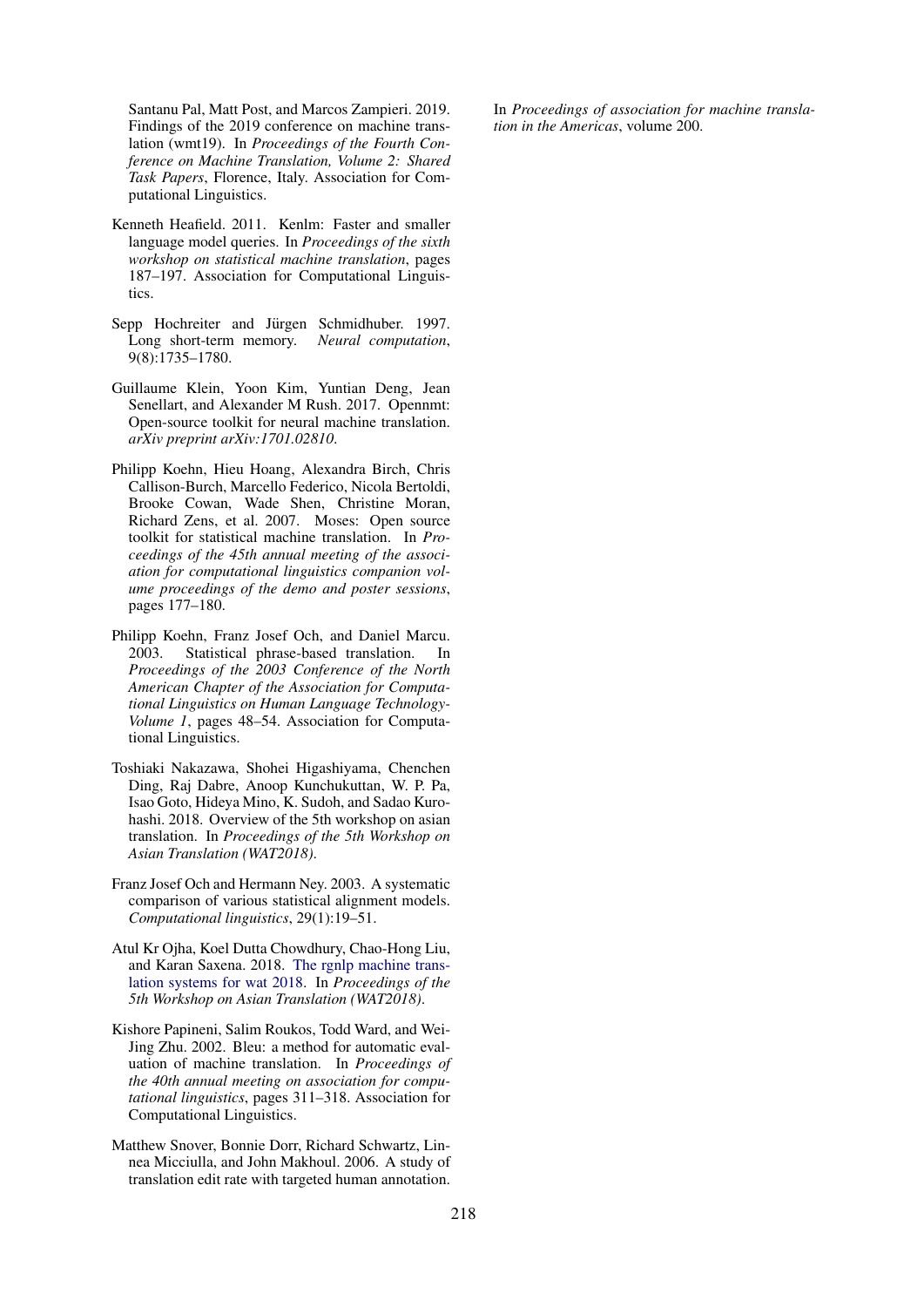Santanu Pal, Matt Post, and Marcos Zampieri. 2019. Findings of the 2019 conference on machine translation (wmt19). In *Proceedings of the Fourth Conference on Machine Translation, Volume 2: Shared Task Papers*, Florence, Italy. Association for Computational Linguistics.

Kenneth Heafield. 2011. Kenlm: Faster and smaller language model queries. In *Proceedings of the sixth workshop on statistical machine translation*, pages 187–197. Association for Computational Linguistics.

Sepp Hochreiter and Jürgen Schmidhuber. 1997. Long short-term memory. *Neural computation*, 9(8):1735–1780.

Guillaume Klein, Yoon Kim, Yuntian Deng, Jean Senellart, and Alexander M Rush. 2017. Opennmt: Open-source toolkit for neural machine translation. *arXiv preprint arXiv:1701.02810*.

Philipp Koehn, Hieu Hoang, Alexandra Birch, Chris Callison-Burch, Marcello Federico, Nicola Bertoldi, Brooke Cowan, Wade Shen, Christine Moran, Richard Zens, et al. 2007. Moses: Open source toolkit for statistical machine translation. In *Proceedings of the 45th annual meeting of the association for computational linguistics companion volume proceedings of the demo and poster sessions*, pages 177–180.

Philipp Koehn, Franz Josef Och, and Daniel Marcu. 2003. Statistical phrase-based translation. In *Proceedings of the 2003 Conference of the North American Chapter of the Association for Computational Linguistics on Human Language Technology-Volume 1*, pages 48–54. Association for Computational Linguistics.

Toshiaki Nakazawa, Shohei Higashiyama, Chenchen Ding, Raj Dabre, Anoop Kunchukuttan, W. P. Pa, Isao Goto, Hideya Mino, K. Sudoh, and Sadao Kurohashi. 2018. Overview of the 5th workshop on asian translation. In *Proceedings of the 5th Workshop on Asian Translation (WAT2018)*.

Franz Josef Och and Hermann Ney. 2003. A systematic comparison of various statistical alignment models. *Computational linguistics*, 29(1):19–51.

Atul Kr Ojha, Koel Dutta Chowdhury, Chao-Hong Liu, and Karan Saxena. 2018. The rgnlp machine translation systems for wat 2018. In *Proceedings of the 5th Workshop on Asian Translation (WAT2018)*.

Kishore Papineni, Salim Roukos, Todd Ward, and Wei-Jing Zhu. 2002. Bleu: a method for automatic evaluation of machine translation. In *Proceedings of the 40th annual meeting on association for computational linguistics*, pages 311–318. Association for Computational Linguistics.

Matthew Snover, Bonnie Dorr, Richard Schwartz, Linnea Micciulla, and John Makhoul. 2006. A study of translation edit rate with targeted human annotation. In *Proceedings of association for machine translation in the Americas*, volume 200.